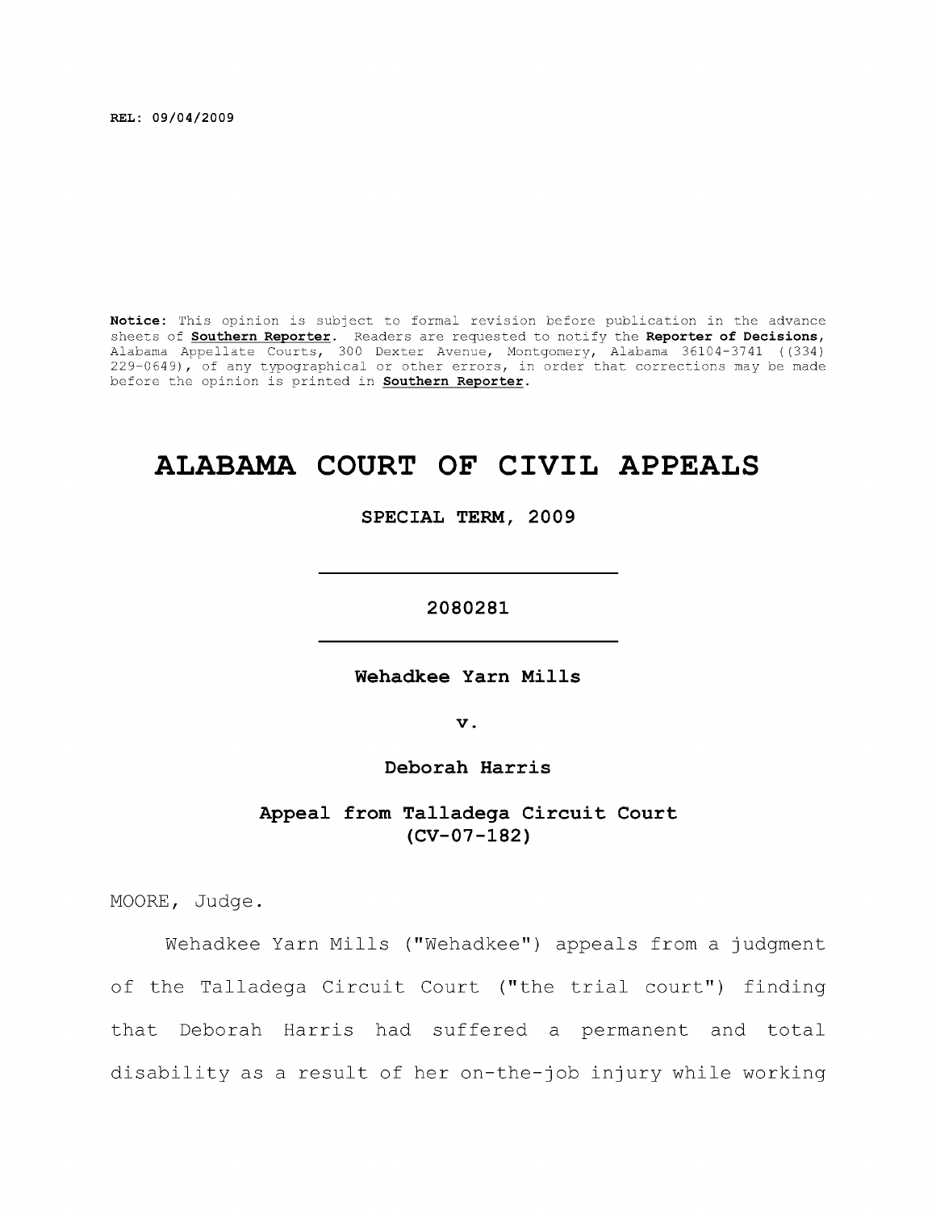REL: 09/04/2009

**Notice:** This opinion is subject to formal revision before publication in the advance sheets of **Southern Reporter**. Readers are requested to notify the **Reporter of Decisions**, Alabama Appellate Courts, 300 Dexter Avenue, Montgomery, Alabama 36104-3741 ((334) 229-0649), of any typographical or other errors, in order that corrections may be made before the opinion is printed in **Southern Reporter**.

# ALABAMA COURT OF CIVIL APPEALS

**SPECIAL TERM, 2009**

---

**2080281**

---

**Wehadkee Yarn Mills**

**v.**

**Deborah Harris**

**Appeal from Talladega Circuit Court**
**(CV-07-182)**

MOORE, Judge.

Wehadkee Yarn Mills ("Wehadkee") appeals from a judgment of the Talladega Circuit Court ("the trial court") finding that Deborah Harris had suffered a permanent and total disability as a result of her on-the-job injury while working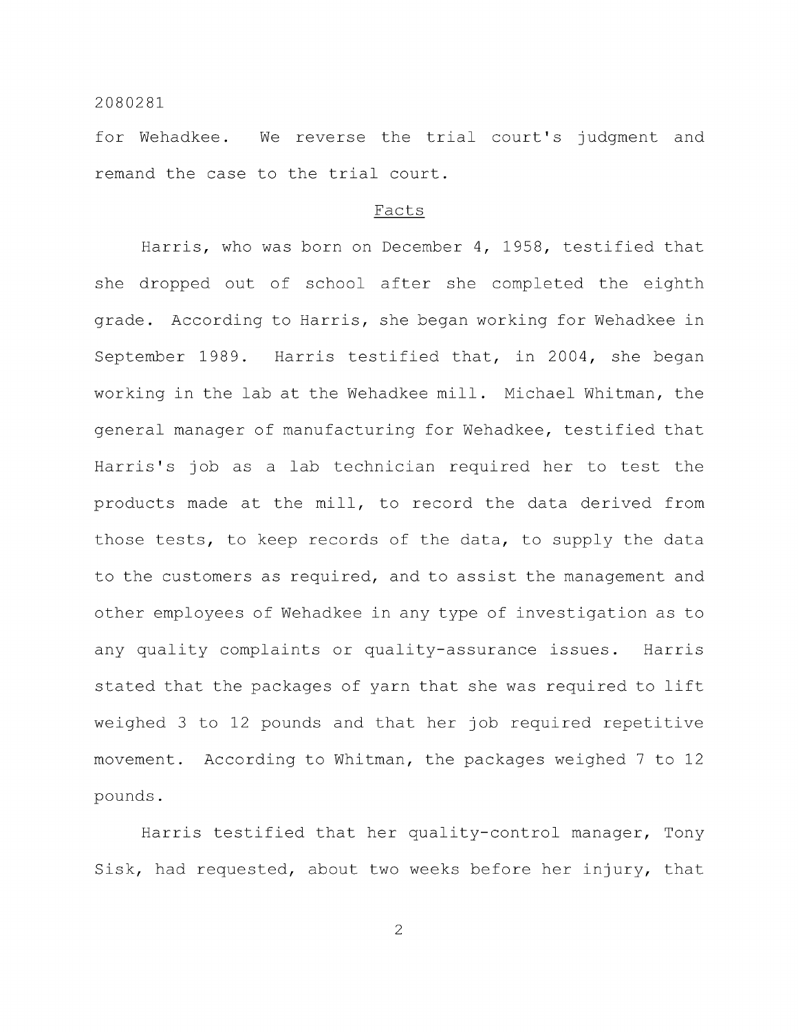for Wehadkee. We reverse the trial court's judgment and remand the case to the trial court.

## Facts

Harris, who was born on December 4, 1958, testified that she dropped out of school after she completed the eighth grade. According to Harris, she began working for Wehadkee in September 1989. Harris testified that, in 2004, she began working in the lab at the Wehadkee mill. Michael Whitman, the general manager of manufacturing for Wehadkee, testified that Harris's job as a lab technician required her to test the products made at the mill, to record the data derived from those tests, to keep records of the data, to supply the data to the customers as required, and to assist the management and other employees of Wehadkee in any type of investigation as to any quality complaints or quality-assurance issues. Harris stated that the packages of yarn that she was required to lift weighed 3 to 12 pounds and that her job required repetitive movement. According to Whitman, the packages weighed 7 to 12 pounds.

Harris testified that her quality-control manager, Tony Sisk, had requested, about two weeks before her injury, that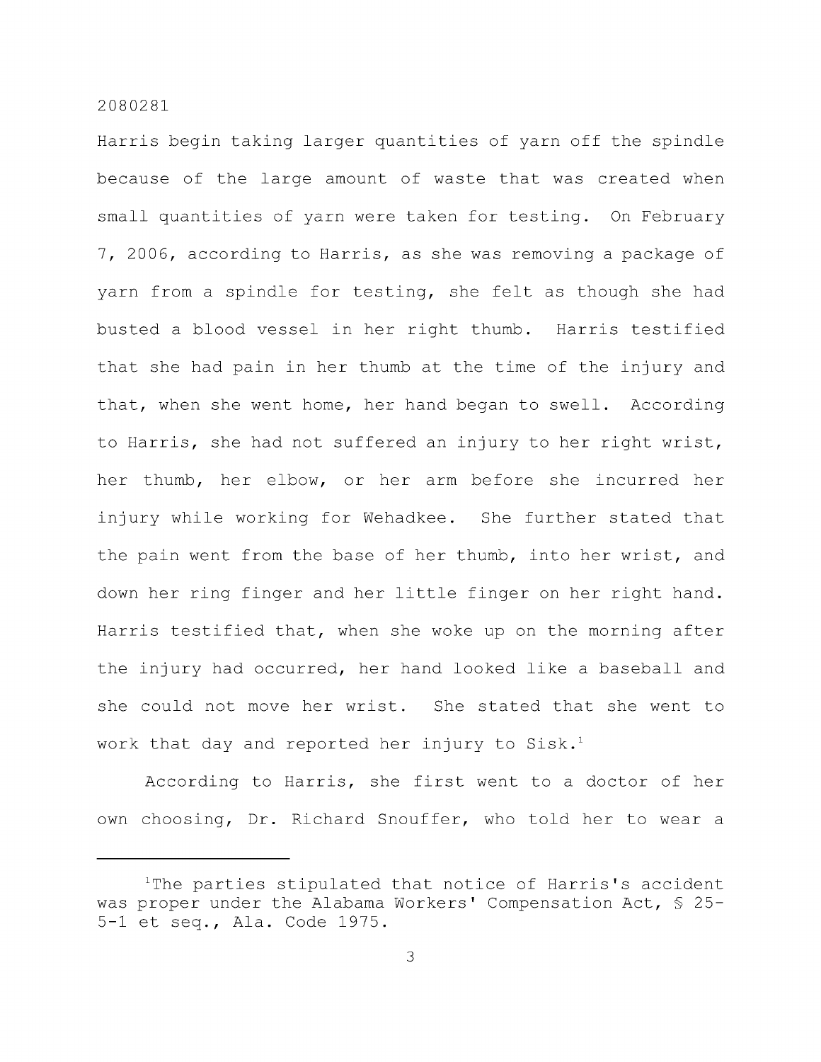Harris begin taking larger quantities of yarn off the spindle because of the large amount of waste that was created when small quantities of yarn were taken for testing. On February 7, 2006, according to Harris, as she was removing a package of yarn from a spindle for testing, she felt as though she had busted a blood vessel in her right thumb. Harris testified that she had pain in her thumb at the time of the injury and that, when she went home, her hand began to swell. According to Harris, she had not suffered an injury to her right wrist, her thumb, her elbow, or her arm before she incurred her injury while working for Wehadkee. She further stated that the pain went from the base of her thumb, into her wrist, and down her ring finger and her little finger on her right hand. Harris testified that, when she woke up on the morning after the injury had occurred, her hand looked like a baseball and she could not move her wrist. She stated that she went to work that day and reported her injury to Sisk.[1]

According to Harris, she first went to a doctor of her own choosing, Dr. Richard Snouffer, who told her to wear a

---

[1]The parties stipulated that notice of Harris's accident was proper under the Alabama Workers' Compensation Act, § 25-5-1 et seq., Ala. Code 1975.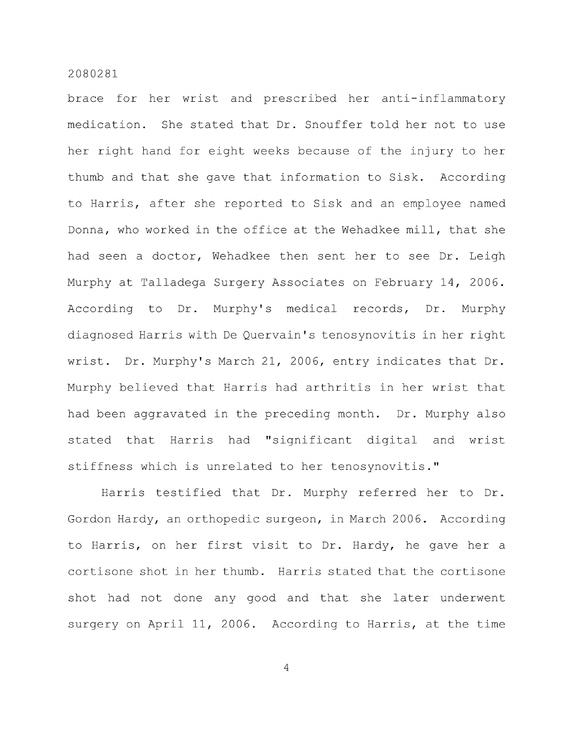brace for her wrist and prescribed her anti-inflammatory medication. She stated that Dr. Snouffer told her not to use her right hand for eight weeks because of the injury to her thumb and that she gave that information to Sisk. According to Harris, after she reported to Sisk and an employee named Donna, who worked in the office at the Wehadkee mill, that she had seen a doctor, Wehadkee then sent her to see Dr. Leigh Murphy at Talladega Surgery Associates on February 14, 2006. According to Dr. Murphy's medical records, Dr. Murphy diagnosed Harris with De Quervain's tenosynovitis in her right wrist. Dr. Murphy's March 21, 2006, entry indicates that Dr. Murphy believed that Harris had arthritis in her wrist that had been aggravated in the preceding month. Dr. Murphy also stated that Harris had "significant digital and wrist stiffness which is unrelated to her tenosynovitis."

Harris testified that Dr. Murphy referred her to Dr. Gordon Hardy, an orthopedic surgeon, in March 2006. According to Harris, on her first visit to Dr. Hardy, he gave her a cortisone shot in her thumb. Harris stated that the cortisone shot had not done any good and that she later underwent surgery on April 11, 2006. According to Harris, at the time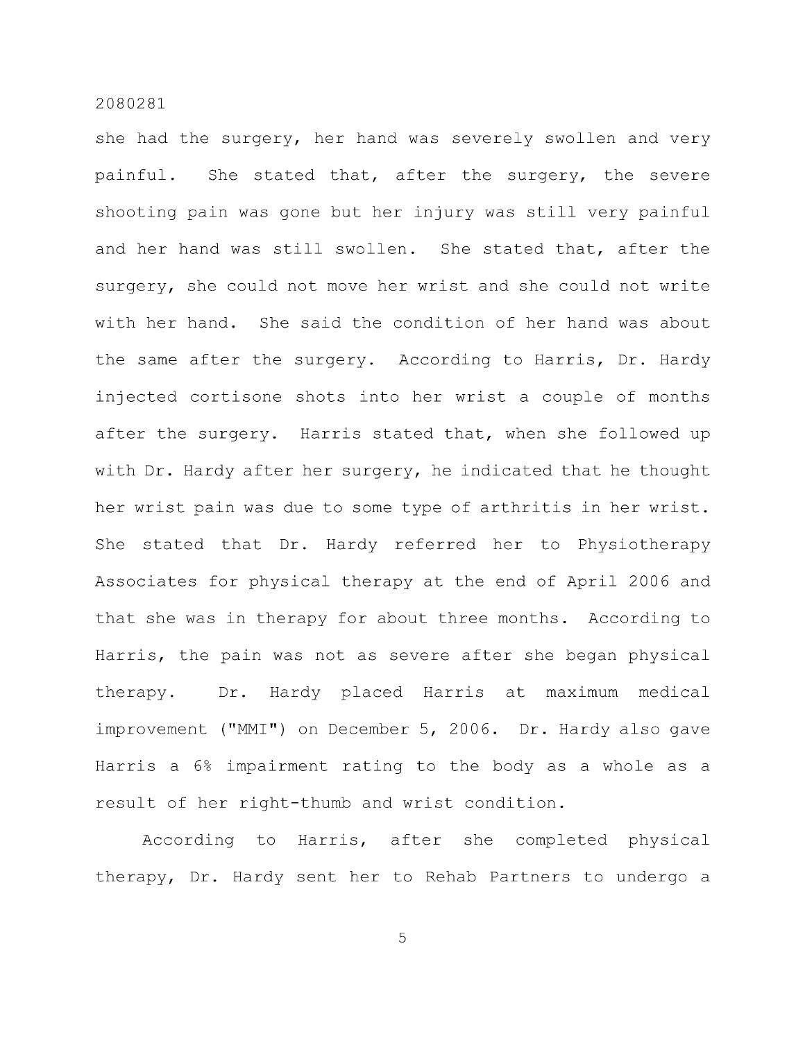she had the surgery, her hand was severely swollen and very painful. She stated that, after the surgery, the severe shooting pain was gone but her injury was still very painful and her hand was still swollen. She stated that, after the surgery, she could not move her wrist and she could not write with her hand. She said the condition of her hand was about the same after the surgery. According to Harris, Dr. Hardy injected cortisone shots into her wrist a couple of months after the surgery. Harris stated that, when she followed up with Dr. Hardy after her surgery, he indicated that he thought her wrist pain was due to some type of arthritis in her wrist. She stated that Dr. Hardy referred her to Physiotherapy Associates for physical therapy at the end of April 2006 and that she was in therapy for about three months. According to Harris, the pain was not as severe after she began physical therapy. Dr. Hardy placed Harris at maximum medical improvement ("MMI") on December 5, 2006. Dr. Hardy also gave Harris a 6% impairment rating to the body as a whole as a result of her right-thumb and wrist condition.

According to Harris, after she completed physical therapy, Dr. Hardy sent her to Rehab Partners to undergo a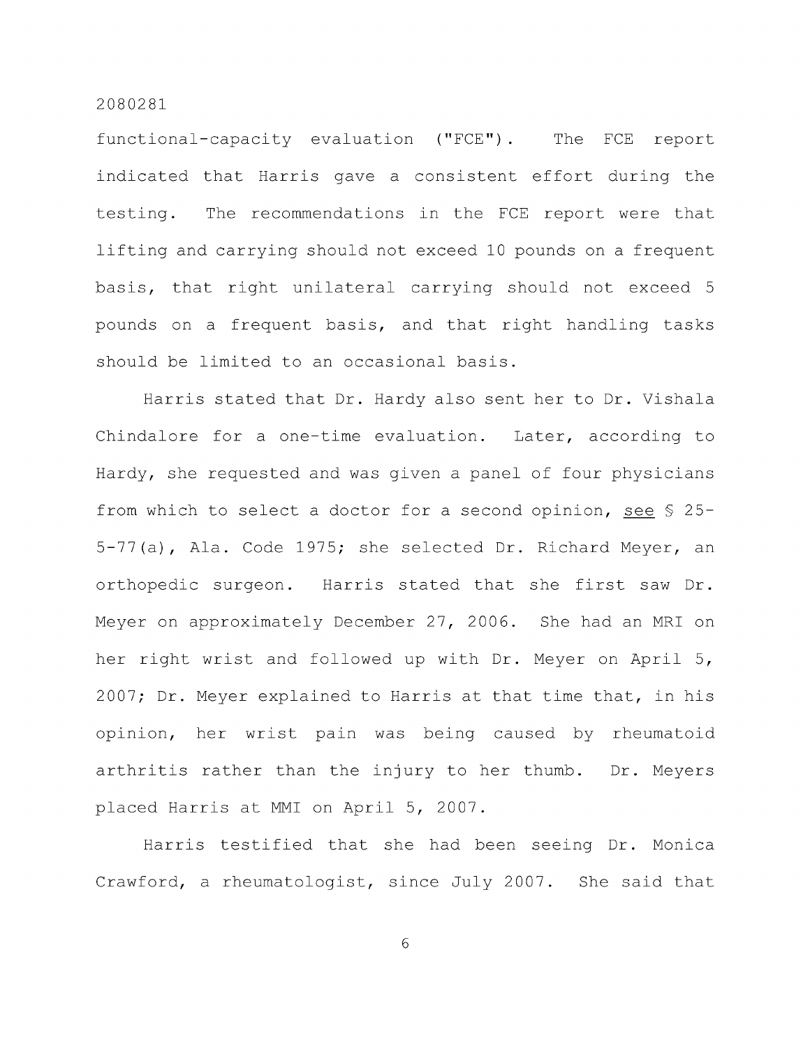functional-capacity evaluation ("FCE"). The FCE report indicated that Harris gave a consistent effort during the testing. The recommendations in the FCE report were that lifting and carrying should not exceed 10 pounds on a frequent basis, that right unilateral carrying should not exceed 5 pounds on a frequent basis, and that right handling tasks should be limited to an occasional basis.

Harris stated that Dr. Hardy also sent her to Dr. Vishala Chindalore for a one-time evaluation. Later, according to Hardy, she requested and was given a panel of four physicians from which to select a doctor for a second opinion, see § 25-5-77(a), Ala. Code 1975; she selected Dr. Richard Meyer, an orthopedic surgeon. Harris stated that she first saw Dr. Meyer on approximately December 27, 2006. She had an MRI on her right wrist and followed up with Dr. Meyer on April 5, 2007; Dr. Meyer explained to Harris at that time that, in his opinion, her wrist pain was being caused by rheumatoid arthritis rather than the injury to her thumb. Dr. Meyers placed Harris at MMI on April 5, 2007.

Harris testified that she had been seeing Dr. Monica Crawford, a rheumatologist, since July 2007. She said that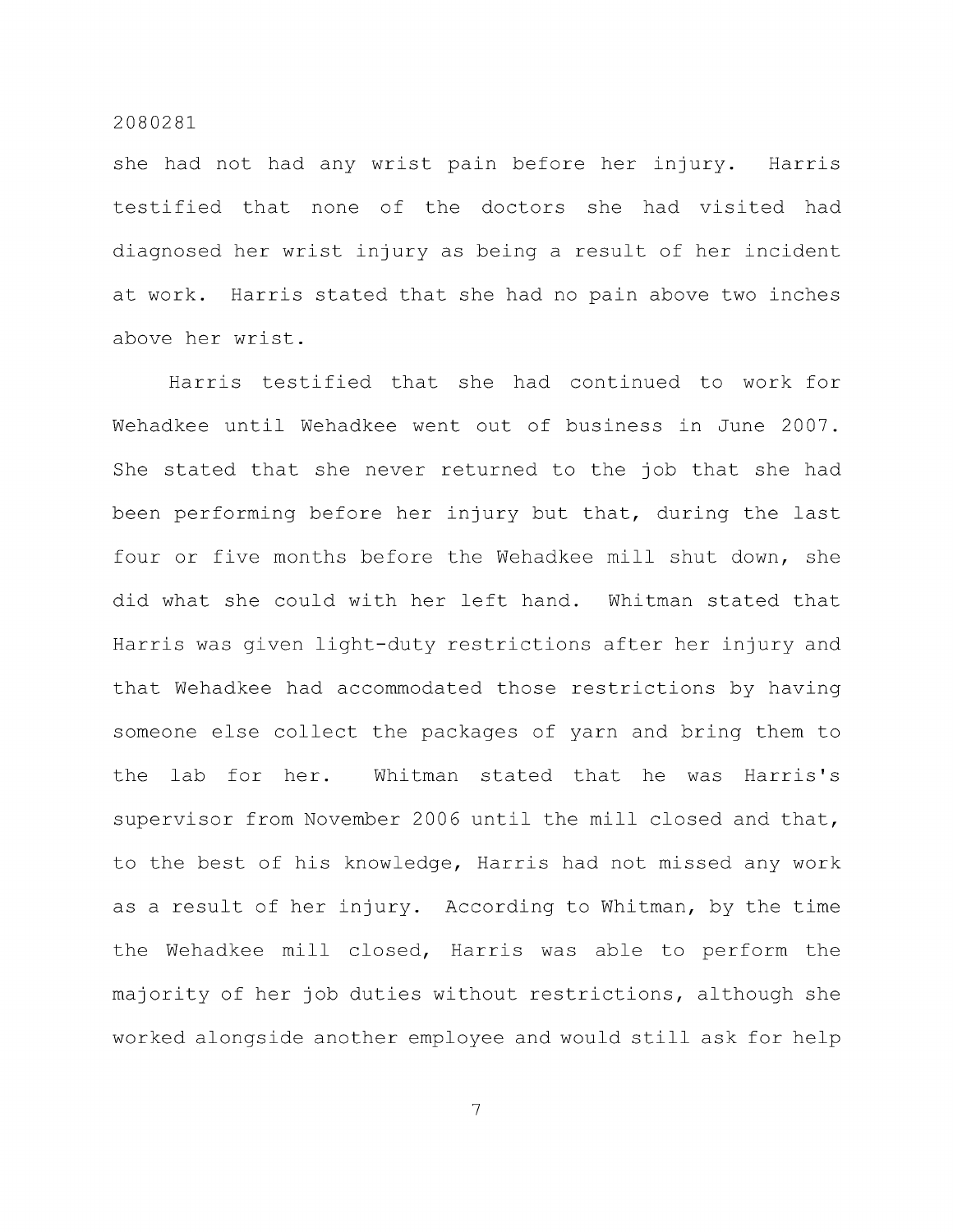she had not had any wrist pain before her injury. Harris testified that none of the doctors she had visited had diagnosed her wrist injury as being a result of her incident at work. Harris stated that she had no pain above two inches above her wrist.

Harris testified that she had continued to work for Wehadkee until Wehadkee went out of business in June 2007. She stated that she never returned to the job that she had been performing before her injury but that, during the last four or five months before the Wehadkee mill shut down, she did what she could with her left hand. Whitman stated that Harris was given light-duty restrictions after her injury and that Wehadkee had accommodated those restrictions by having someone else collect the packages of yarn and bring them to the lab for her. Whitman stated that he was Harris's supervisor from November 2006 until the mill closed and that, to the best of his knowledge, Harris had not missed any work as a result of her injury. According to Whitman, by the time the Wehadkee mill closed, Harris was able to perform the majority of her job duties without restrictions, although she worked alongside another employee and would still ask for help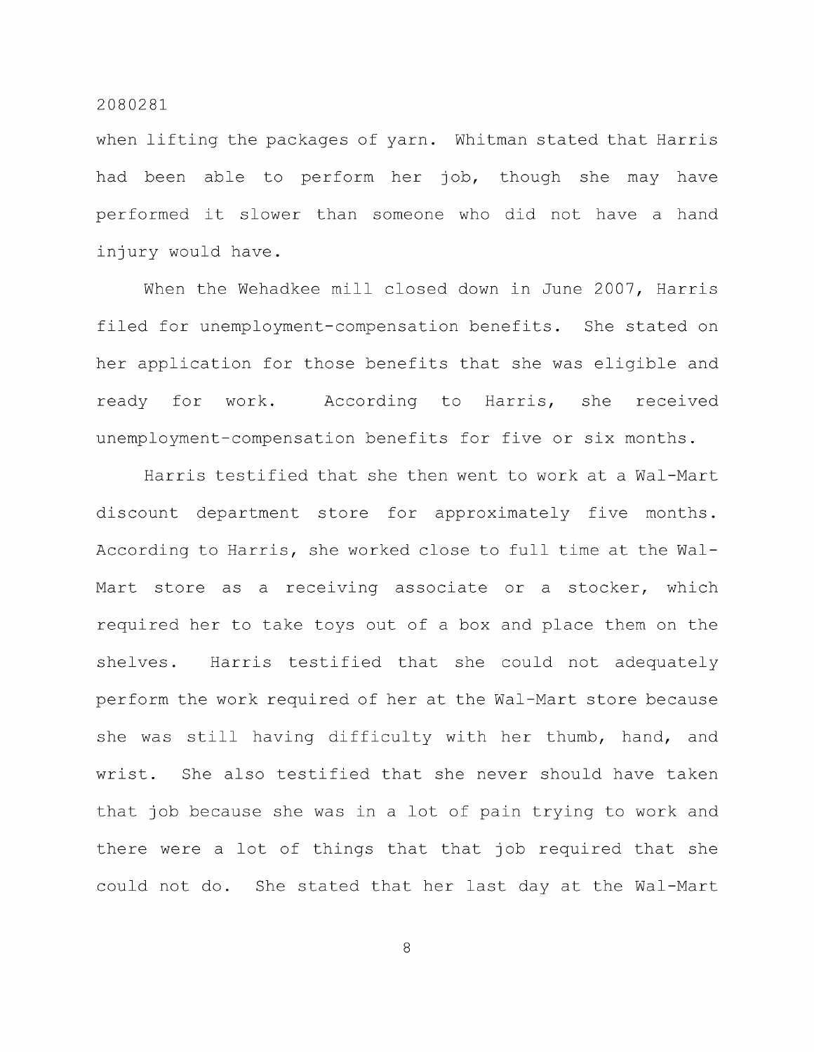when lifting the packages of yarn. Whitman stated that Harris had been able to perform her job, though she may have performed it slower than someone who did not have a hand injury would have.

When the Wehadkee mill closed down in June 2007, Harris filed for unemployment-compensation benefits. She stated on her application for those benefits that she was eligible and ready for work. According to Harris, she received unemployment-compensation benefits for five or six months.

Harris testified that she then went to work at a Wal-Mart discount department store for approximately five months. According to Harris, she worked close to full time at the Wal-Mart store as a receiving associate or a stocker, which required her to take toys out of a box and place them on the shelves. Harris testified that she could not adequately perform the work required of her at the Wal-Mart store because she was still having difficulty with her thumb, hand, and wrist. She also testified that she never should have taken that job because she was in a lot of pain trying to work and there were a lot of things that that job required that she could not do. She stated that her last day at the Wal-Mart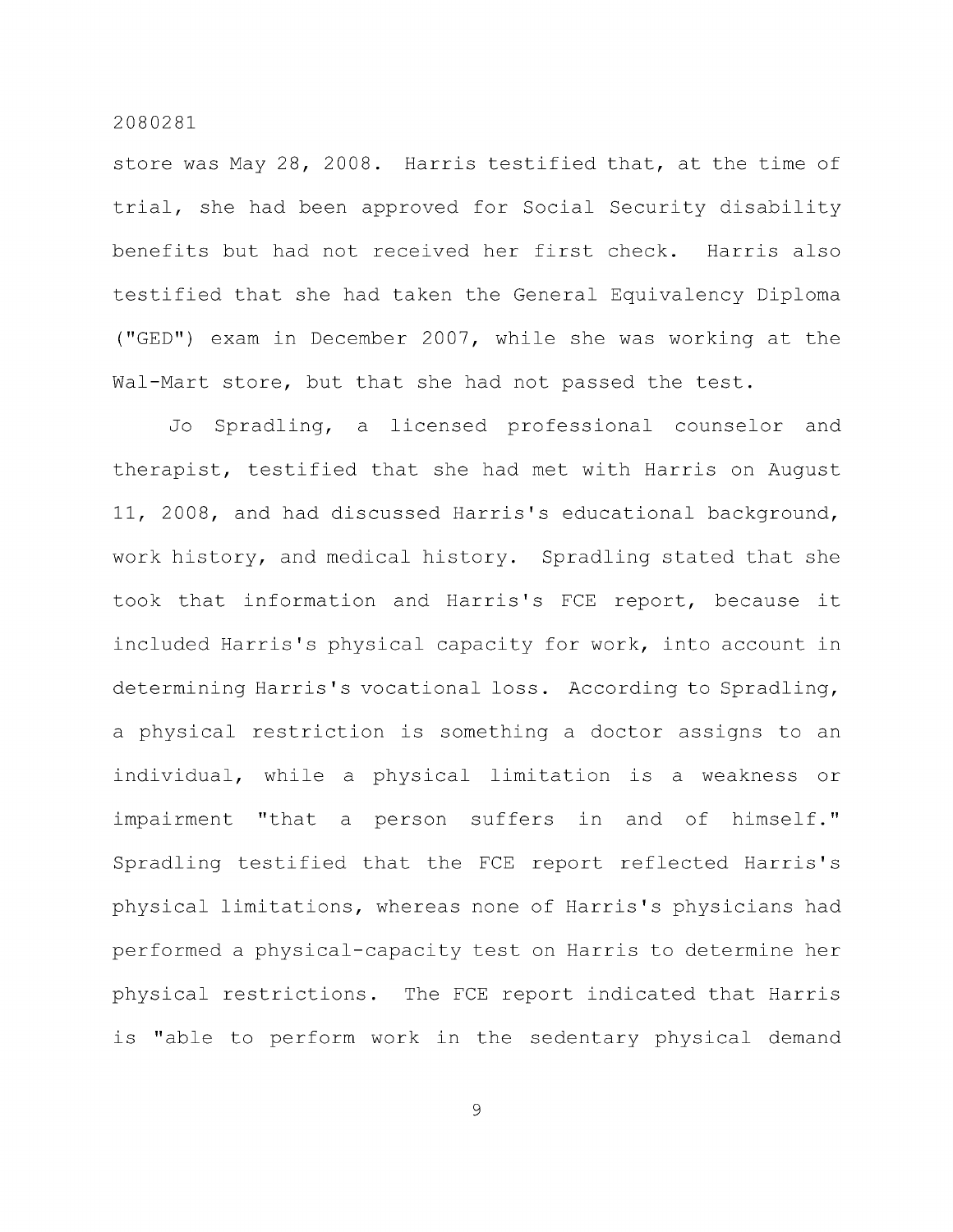store was May 28, 2008. Harris testified that, at the time of trial, she had been approved for Social Security disability benefits but had not received her first check. Harris also testified that she had taken the General Equivalency Diploma ("GED") exam in December 2007, while she was working at the Wal-Mart store, but that she had not passed the test.

Jo Spradling, a licensed professional counselor and therapist, testified that she had met with Harris on August 11, 2008, and had discussed Harris's educational background, work history, and medical history. Spradling stated that she took that information and Harris's FCE report, because it included Harris's physical capacity for work, into account in determining Harris's vocational loss. According to Spradling, a physical restriction is something a doctor assigns to an individual, while a physical limitation is a weakness or impairment "that a person suffers in and of himself." Spradling testified that the FCE report reflected Harris's physical limitations, whereas none of Harris's physicians had performed a physical-capacity test on Harris to determine her physical restrictions. The FCE report indicated that Harris is "able to perform work in the sedentary physical demand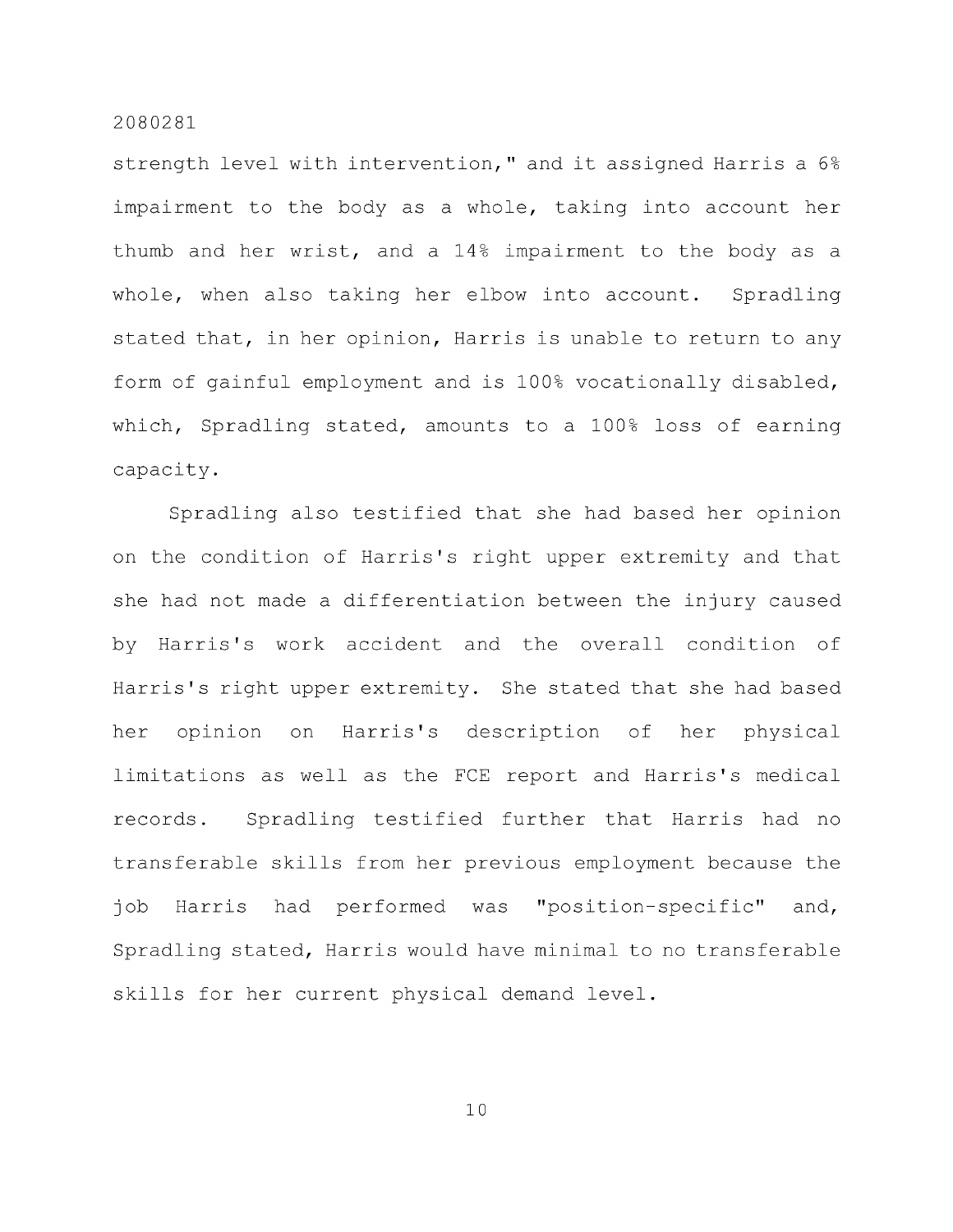strength level with intervention," and it assigned Harris a 6% impairment to the body as a whole, taking into account her thumb and her wrist, and a 14% impairment to the body as a whole, when also taking her elbow into account. Spradling stated that, in her opinion, Harris is unable to return to any form of gainful employment and is 100% vocationally disabled, which, Spradling stated, amounts to a 100% loss of earning capacity.

Spradling also testified that she had based her opinion on the condition of Harris's right upper extremity and that she had not made a differentiation between the injury caused by Harris's work accident and the overall condition of Harris's right upper extremity. She stated that she had based her opinion on Harris's description of her physical limitations as well as the FCE report and Harris's medical records. Spradling testified further that Harris had no transferable skills from her previous employment because the job Harris had performed was "position-specific" and, Spradling stated, Harris would have minimal to no transferable skills for her current physical demand level.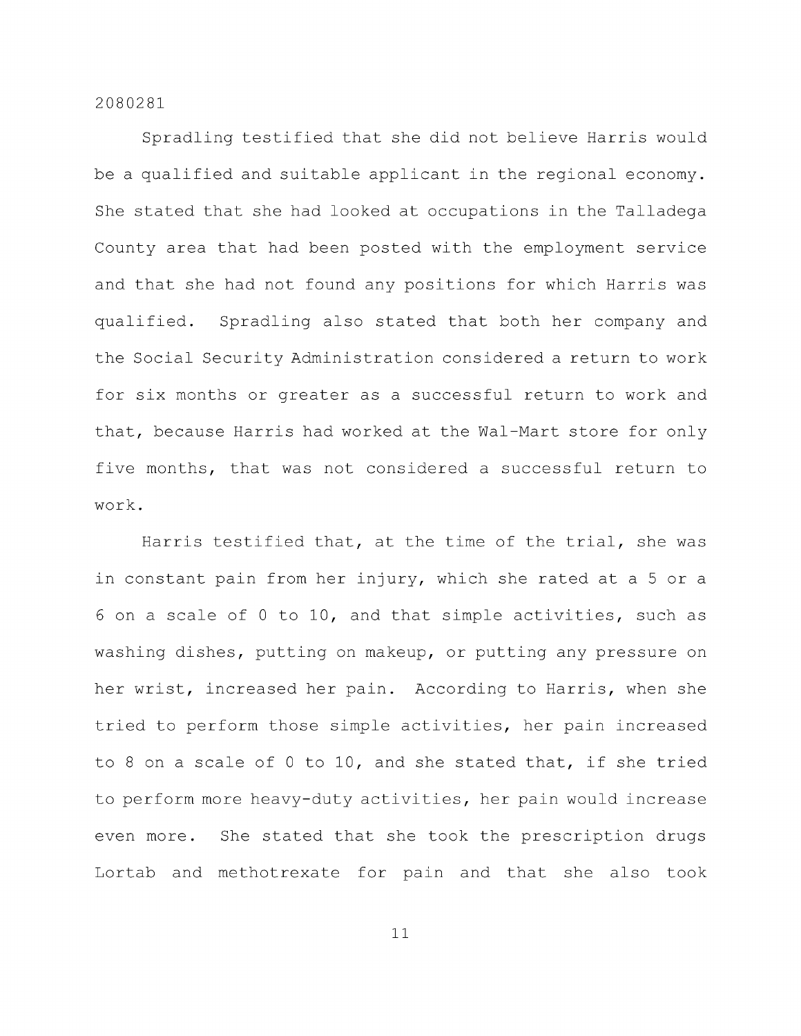Spradling testified that she did not believe Harris would be a qualified and suitable applicant in the regional economy. She stated that she had looked at occupations in the Talladega County area that had been posted with the employment service and that she had not found any positions for which Harris was qualified. Spradling also stated that both her company and the Social Security Administration considered a return to work for six months or greater as a successful return to work and that, because Harris had worked at the Wal-Mart store for only five months, that was not considered a successful return to work.

Harris testified that, at the time of the trial, she was in constant pain from her injury, which she rated at a 5 or a 6 on a scale of 0 to 10, and that simple activities, such as washing dishes, putting on makeup, or putting any pressure on her wrist, increased her pain. According to Harris, when she tried to perform those simple activities, her pain increased to 8 on a scale of 0 to 10, and she stated that, if she tried to perform more heavy-duty activities, her pain would increase even more. She stated that she took the prescription drugs Lortab and methotrexate for pain and that she also took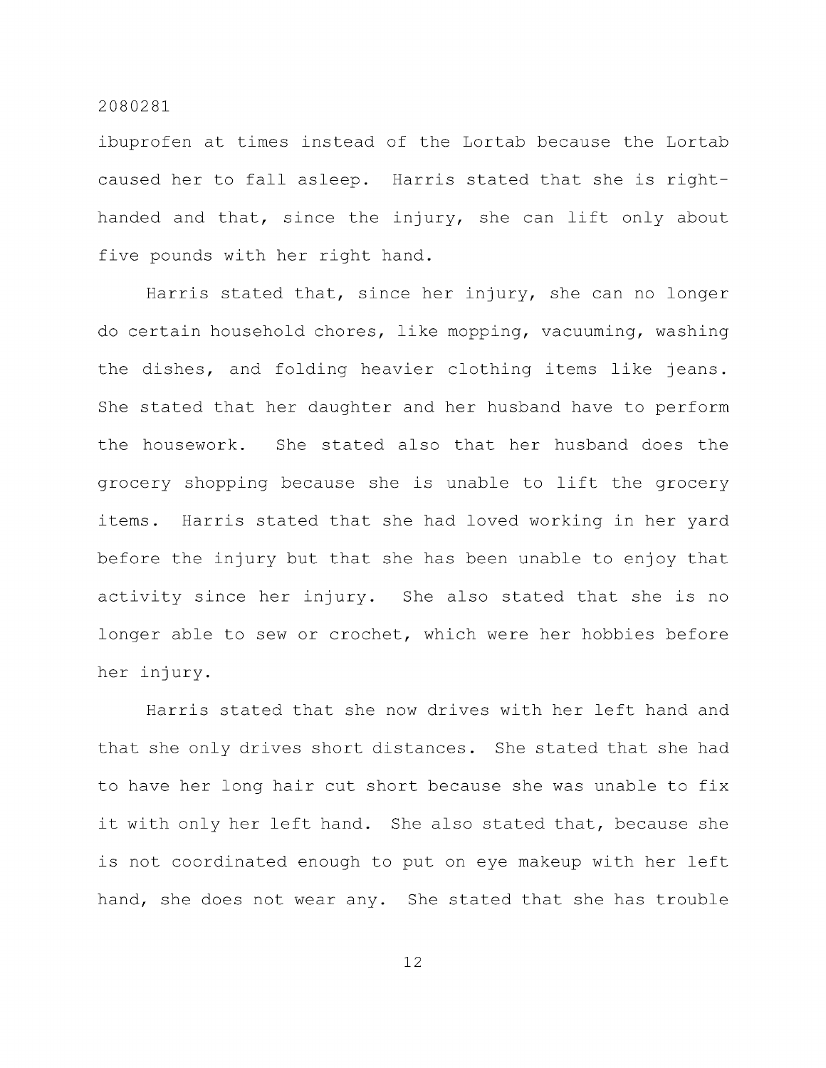ibuprofen at times instead of the Lortab because the Lortab caused her to fall asleep. Harris stated that she is right-handed and that, since the injury, she can lift only about five pounds with her right hand.

Harris stated that, since her injury, she can no longer do certain household chores, like mopping, vacuuming, washing the dishes, and folding heavier clothing items like jeans. She stated that her daughter and her husband have to perform the housework. She stated also that her husband does the grocery shopping because she is unable to lift the grocery items. Harris stated that she had loved working in her yard before the injury but that she has been unable to enjoy that activity since her injury. She also stated that she is no longer able to sew or crochet, which were her hobbies before her injury.

Harris stated that she now drives with her left hand and that she only drives short distances. She stated that she had to have her long hair cut short because she was unable to fix it with only her left hand. She also stated that, because she is not coordinated enough to put on eye makeup with her left hand, she does not wear any. She stated that she has trouble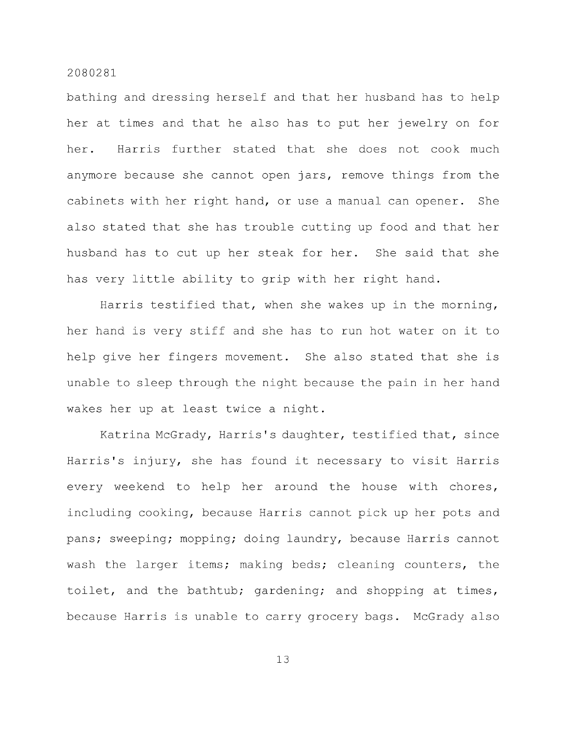bathing and dressing herself and that her husband has to help her at times and that he also has to put her jewelry on for her. Harris further stated that she does not cook much anymore because she cannot open jars, remove things from the cabinets with her right hand, or use a manual can opener. She also stated that she has trouble cutting up food and that her husband has to cut up her steak for her. She said that she has very little ability to grip with her right hand.

Harris testified that, when she wakes up in the morning, her hand is very stiff and she has to run hot water on it to help give her fingers movement. She also stated that she is unable to sleep through the night because the pain in her hand wakes her up at least twice a night.

Katrina McGrady, Harris's daughter, testified that, since Harris's injury, she has found it necessary to visit Harris every weekend to help her around the house with chores, including cooking, because Harris cannot pick up her pots and pans; sweeping; mopping; doing laundry, because Harris cannot wash the larger items; making beds; cleaning counters, the toilet, and the bathtub; gardening; and shopping at times, because Harris is unable to carry grocery bags. McGrady also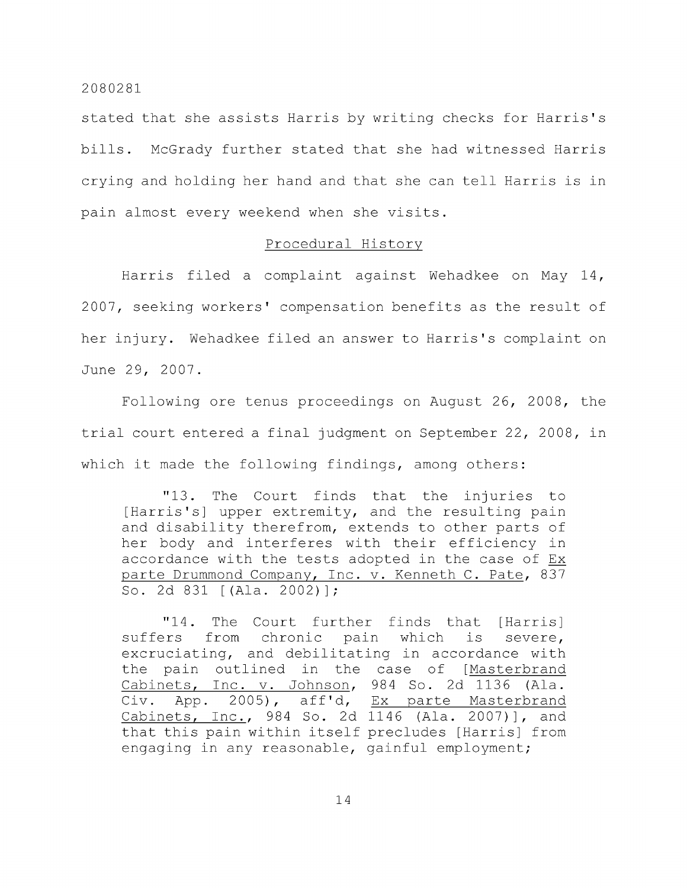stated that she assists Harris by writing checks for Harris's bills. McGrady further stated that she had witnessed Harris crying and holding her hand and that she can tell Harris is in pain almost every weekend when she visits.

## Procedural History

Harris filed a complaint against Wehadkee on May 14, 2007, seeking workers' compensation benefits as the result of her injury. Wehadkee filed an answer to Harris's complaint on June 29, 2007.

Following ore tenus proceedings on August 26, 2008, the trial court entered a final judgment on September 22, 2008, in which it made the following findings, among others:

> "13. The Court finds that the injuries to [Harris's] upper extremity, and the resulting pain and disability therefrom, extends to other parts of her body and interferes with their efficiency in accordance with the tests adopted in the case of Ex parte Drummond Company, Inc. v. Kenneth C. Pate, 837 So. 2d 831 [(Ala. 2002)];
>
> "14. The Court further finds that [Harris] suffers from chronic pain which is severe, excruciating, and debilitating in accordance with the pain outlined in the case of [Masterbrand Cabinets, Inc. v. Johnson, 984 So. 2d 1136 (Ala. Civ. App. 2005), aff'd, Ex parte Masterbrand Cabinets, Inc., 984 So. 2d 1146 (Ala. 2007)], and that this pain within itself precludes [Harris] from engaging in any reasonable, gainful employment;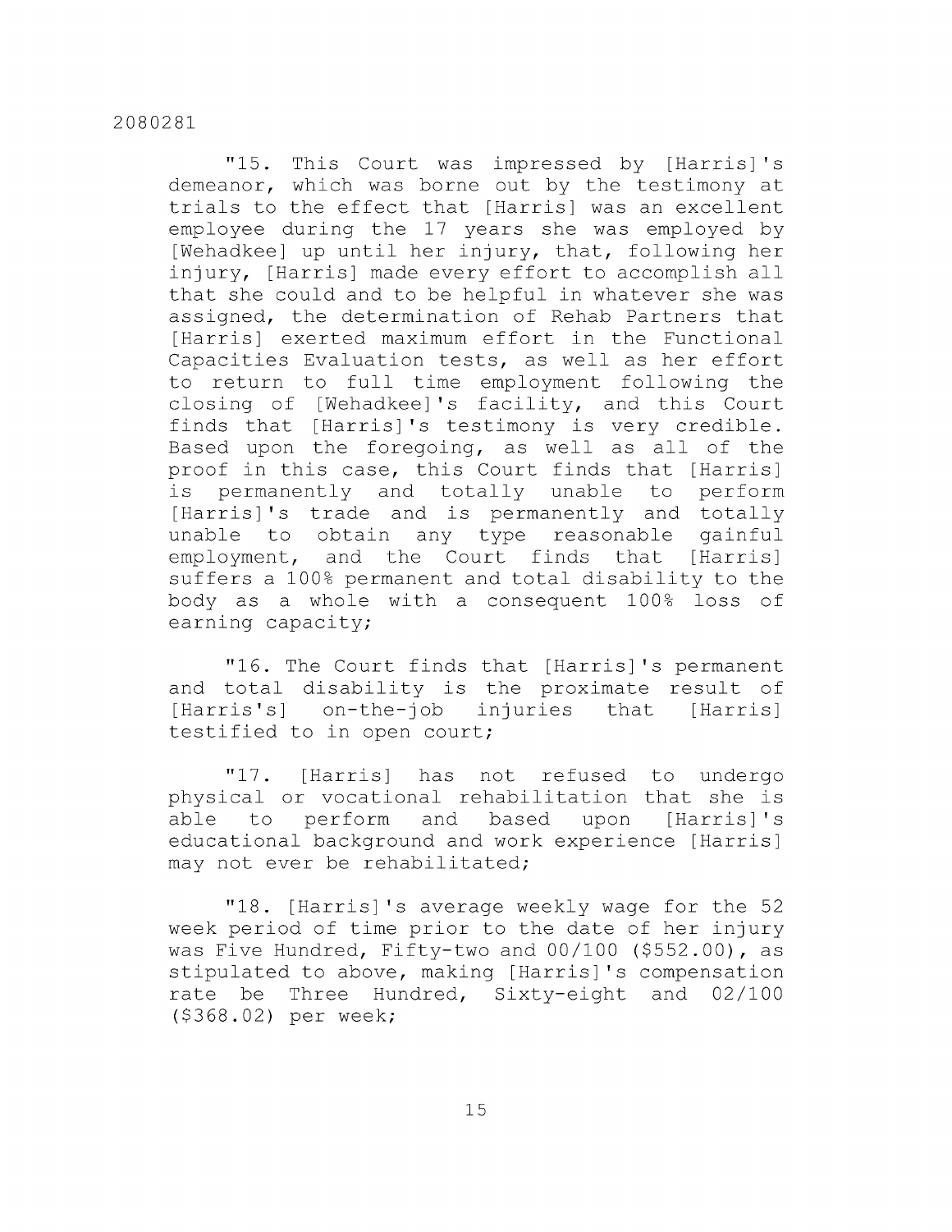"15. This Court was impressed by [Harris]'s demeanor, which was borne out by the testimony at trials to the effect that [Harris] was an excellent employee during the 17 years she was employed by [Wehadkee] up until her injury, that, following her injury, [Harris] made every effort to accomplish all that she could and to be helpful in whatever she was assigned, the determination of Rehab Partners that [Harris] exerted maximum effort in the Functional Capacities Evaluation tests, as well as her effort to return to full time employment following the closing of [Wehadkee]'s facility, and this Court finds that [Harris]'s testimony is very credible. Based upon the foregoing, as well as all of the proof in this case, this Court finds that [Harris] is permanently and totally unable to perform [Harris]'s trade and is permanently and totally unable to obtain any type reasonable gainful employment, and the Court finds that [Harris] suffers a 100% permanent and total disability to the body as a whole with a consequent 100% loss of earning capacity;

"16. The Court finds that [Harris]'s permanent and total disability is the proximate result of [Harris's] on-the-job injuries that [Harris] testified to in open court;

"17. [Harris] has not refused to undergo physical or vocational rehabilitation that she is able to perform and based upon [Harris]'s educational background and work experience [Harris] may not ever be rehabilitated;

"18. [Harris]'s average weekly wage for the 52 week period of time prior to the date of her injury was Five Hundred, Fifty-two and 00/100 ($552.00), as stipulated to above, making [Harris]'s compensation rate be Three Hundred, Sixty-eight and 02/100 ($368.02) per week;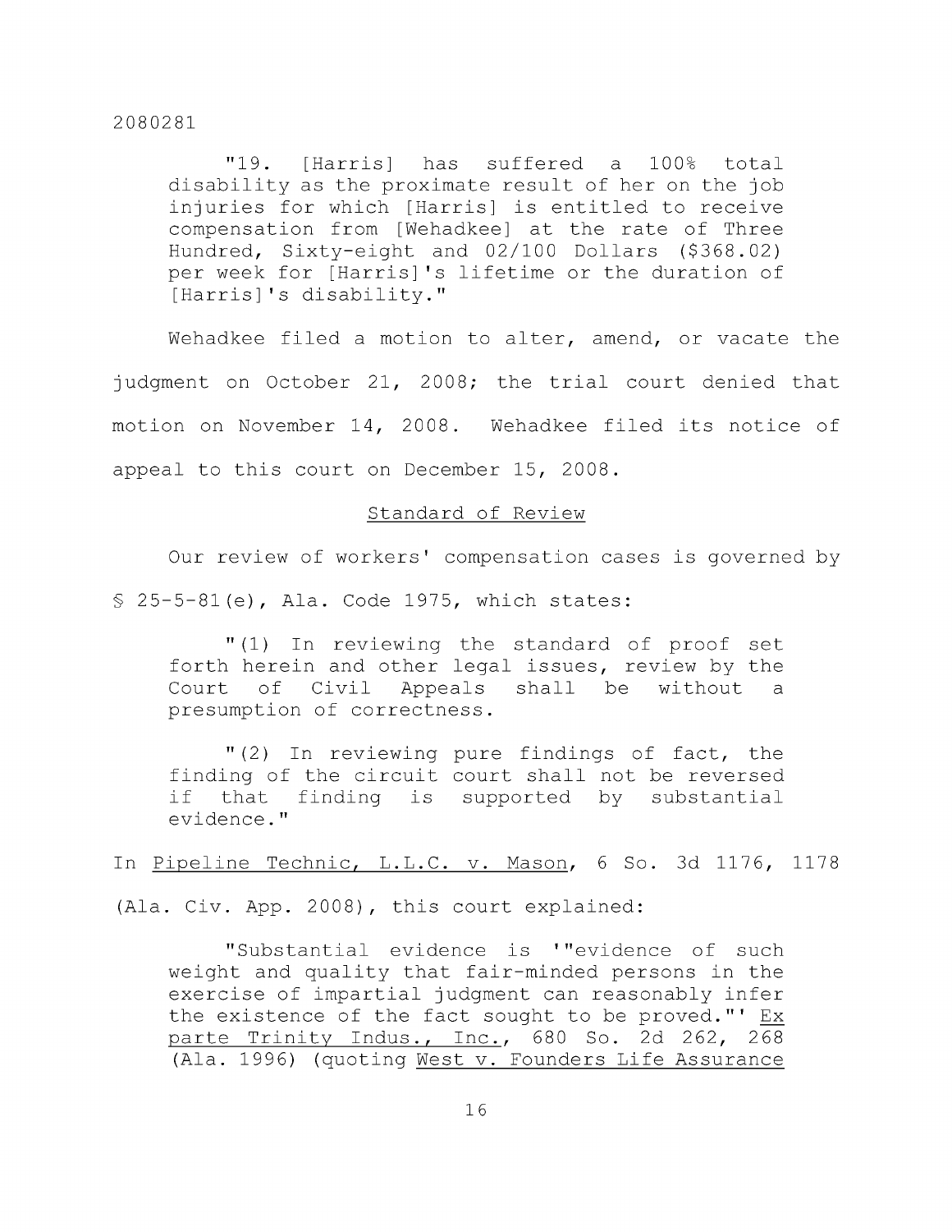> "19. [Harris] has suffered a 100% total disability as the proximate result of her on the job injuries for which [Harris] is entitled to receive compensation from [Wehadkee] at the rate of Three Hundred, Sixty-eight and 02/100 Dollars ($368.02) per week for [Harris]'s lifetime or the duration of [Harris]'s disability."

Wehadkee filed a motion to alter, amend, or vacate the judgment on October 21, 2008; the trial court denied that motion on November 14, 2008. Wehadkee filed its notice of appeal to this court on December 15, 2008.

## Standard of Review

Our review of workers' compensation cases is governed by § 25-5-81(e), Ala. Code 1975, which states:

> "(1) In reviewing the standard of proof set forth herein and other legal issues, review by the Court of Civil Appeals shall be without a presumption of correctness.
>
> "(2) In reviewing pure findings of fact, the finding of the circuit court shall not be reversed if that finding is supported by substantial evidence."

In Pipeline Technic, L.L.C. v. Mason, 6 So. 3d 1176, 1178 (Ala. Civ. App. 2008), this court explained:

> "Substantial evidence is '"evidence of such weight and quality that fair-minded persons in the exercise of impartial judgment can reasonably infer the existence of the fact sought to be proved."' Ex parte Trinity Indus., Inc., 680 So. 2d 262, 268 (Ala. 1996) (quoting West v. Founders Life Assurance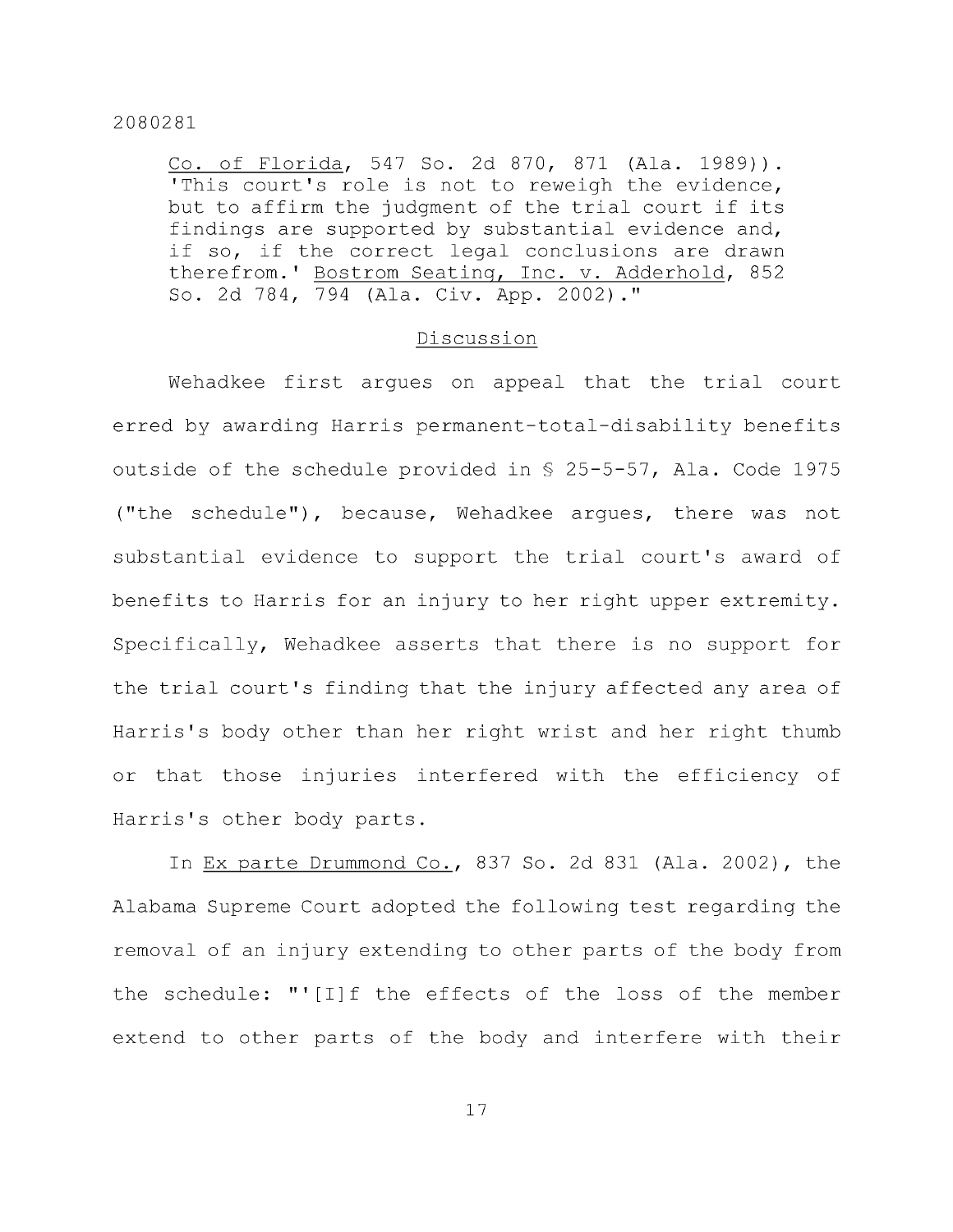Co. of Florida, 547 So. 2d 870, 871 (Ala. 1989)). 'This court's role is not to reweigh the evidence, but to affirm the judgment of the trial court if its findings are supported by substantial evidence and, if so, if the correct legal conclusions are drawn therefrom.' Bostrom Seating, Inc. v. Adderhold, 852 So. 2d 784, 794 (Ala. Civ. App. 2002)."

## Discussion

Wehadkee first argues on appeal that the trial court erred by awarding Harris permanent-total-disability benefits outside of the schedule provided in § 25-5-57, Ala. Code 1975 ("the schedule"), because, Wehadkee argues, there was not substantial evidence to support the trial court's award of benefits to Harris for an injury to her right upper extremity. Specifically, Wehadkee asserts that there is no support for the trial court's finding that the injury affected any area of Harris's body other than her right wrist and her right thumb or that those injuries interfered with the efficiency of Harris's other body parts.

In Ex parte Drummond Co., 837 So. 2d 831 (Ala. 2002), the Alabama Supreme Court adopted the following test regarding the removal of an injury extending to other parts of the body from the schedule: "'[I]f the effects of the loss of the member extend to other parts of the body and interfere with their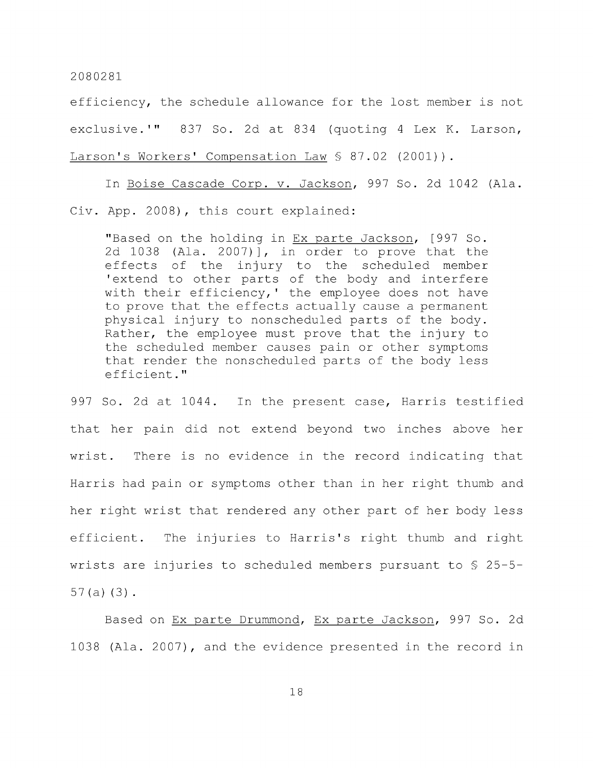efficiency, the schedule allowance for the lost member is not exclusive.'" 837 So. 2d at 834 (quoting 4 Lex K. Larson, Larson's Workers' Compensation Law § 87.02 (2001)).

In Boise Cascade Corp. v. Jackson, 997 So. 2d 1042 (Ala. Civ. App. 2008), this court explained:

> "Based on the holding in Ex parte Jackson, [997 So. 2d 1038 (Ala. 2007)], in order to prove that the effects of the injury to the scheduled member 'extend to other parts of the body and interfere with their efficiency,' the employee does not have to prove that the effects actually cause a permanent physical injury to nonscheduled parts of the body. Rather, the employee must prove that the injury to the scheduled member causes pain or other symptoms that render the nonscheduled parts of the body less efficient."

997 So. 2d at 1044. In the present case, Harris testified that her pain did not extend beyond two inches above her wrist. There is no evidence in the record indicating that Harris had pain or symptoms other than in her right thumb and her right wrist that rendered any other part of her body less efficient. The injuries to Harris's right thumb and right wrists are injuries to scheduled members pursuant to § 25-5-57(a)(3).

Based on Ex parte Drummond, Ex parte Jackson, 997 So. 2d 1038 (Ala. 2007), and the evidence presented in the record in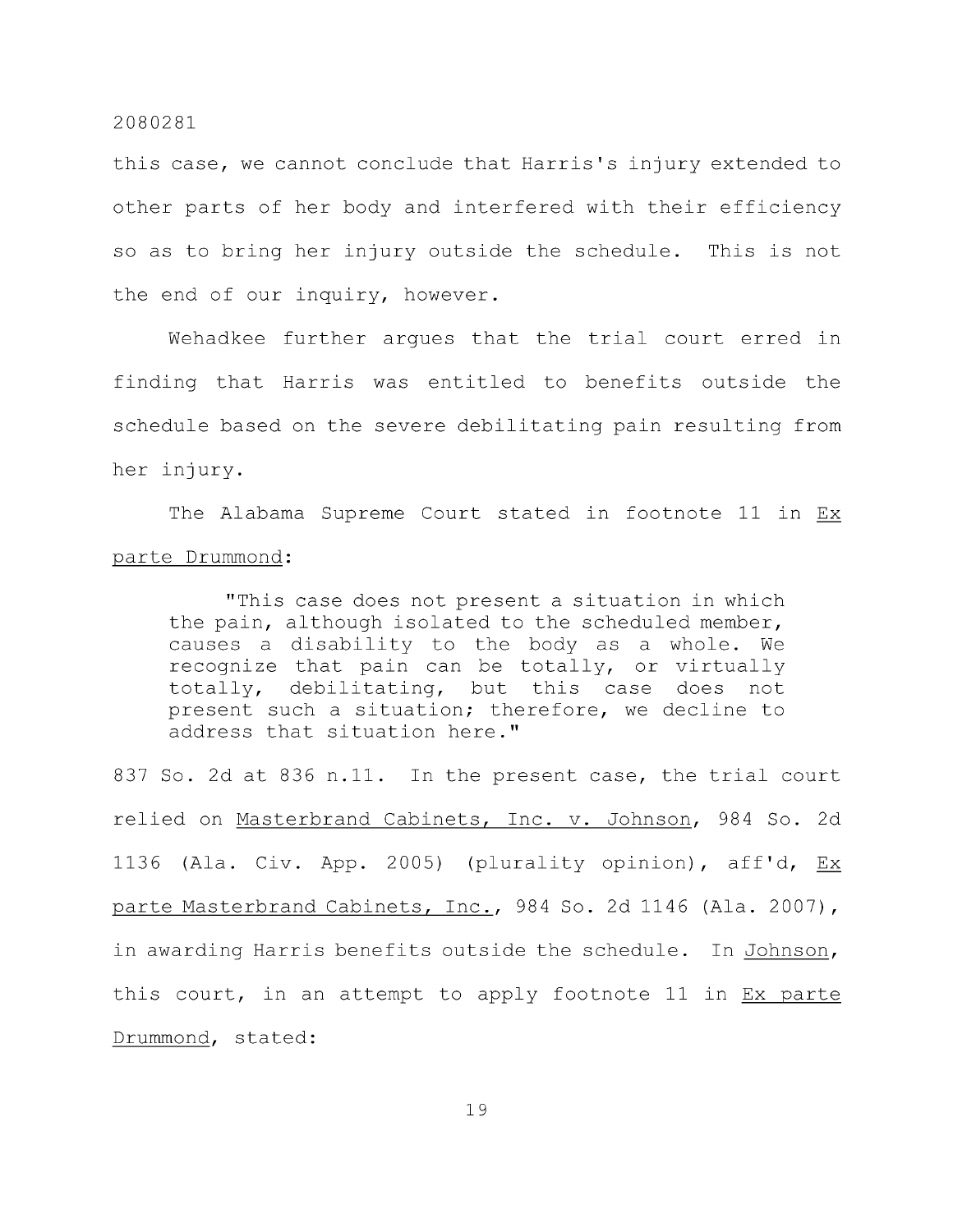this case, we cannot conclude that Harris's injury extended to other parts of her body and interfered with their efficiency so as to bring her injury outside the schedule. This is not the end of our inquiry, however.

Wehadkee further argues that the trial court erred in finding that Harris was entitled to benefits outside the schedule based on the severe debilitating pain resulting from her injury.

The Alabama Supreme Court stated in footnote 11 in Ex parte Drummond:

> "This case does not present a situation in which the pain, although isolated to the scheduled member, causes a disability to the body as a whole. We recognize that pain can be totally, or virtually totally, debilitating, but this case does not present such a situation; therefore, we decline to address that situation here."

837 So. 2d at 836 n.11. In the present case, the trial court relied on Masterbrand Cabinets, Inc. v. Johnson, 984 So. 2d 1136 (Ala. Civ. App. 2005) (plurality opinion), aff'd, Ex parte Masterbrand Cabinets, Inc., 984 So. 2d 1146 (Ala. 2007), in awarding Harris benefits outside the schedule. In Johnson, this court, in an attempt to apply footnote 11 in Ex parte Drummond, stated: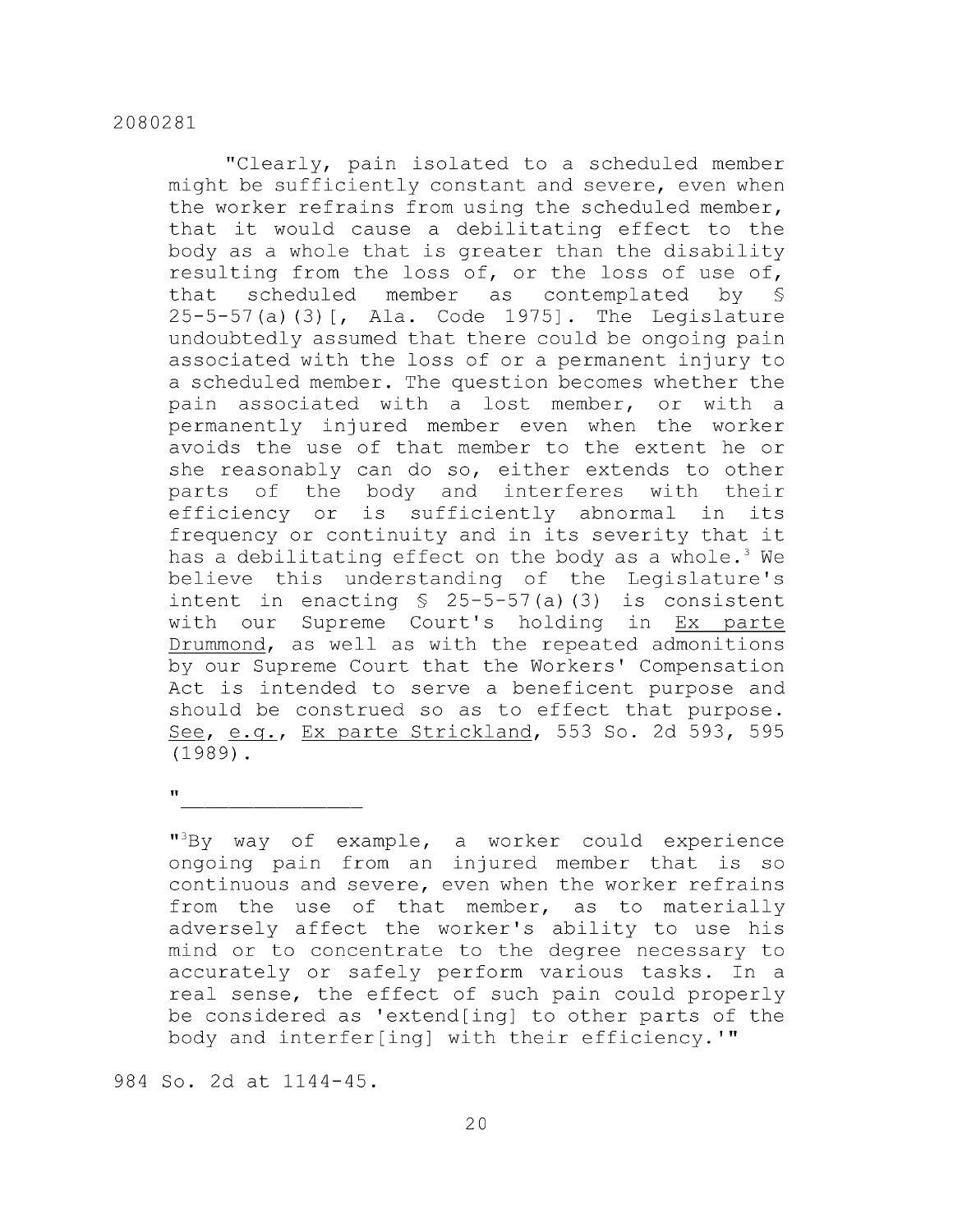"Clearly, pain isolated to a scheduled member might be sufficiently constant and severe, even when the worker refrains from using the scheduled member, that it would cause a debilitating effect to the body as a whole that is greater than the disability resulting from the loss of, or the loss of use of, that scheduled member as contemplated by § 25-5-57(a)(3)[, Ala. Code 1975]. The Legislature undoubtedly assumed that there could be ongoing pain associated with the loss of or a permanent injury to a scheduled member. The question becomes whether the pain associated with a lost member, or with a permanently injured member even when the worker avoids the use of that member to the extent he or she reasonably can do so, either extends to other parts of the body and interferes with their efficiency or is sufficiently abnormal in its frequency or continuity and in its severity that it has a debilitating effect on the body as a whole.[3] We believe this understanding of the Legislature's intent in enacting § 25-5-57(a)(3) is consistent with our Supreme Court's holding in Ex parte Drummond, as well as with the repeated admonitions by our Supreme Court that the Workers' Compensation Act is intended to serve a beneficent purpose and should be construed so as to effect that purpose. See, e.g., Ex parte Strickland, 553 So. 2d 593, 595 (1989).

"_______________

"[3]By way of example, a worker could experience ongoing pain from an injured member that is so continuous and severe, even when the worker refrains from the use of that member, as to materially adversely affect the worker's ability to use his mind or to concentrate to the degree necessary to accurately or safely perform various tasks. In a real sense, the effect of such pain could properly be considered as 'extend[ing] to other parts of the body and interfer[ing] with their efficiency.'"

984 So. 2d at 1144-45.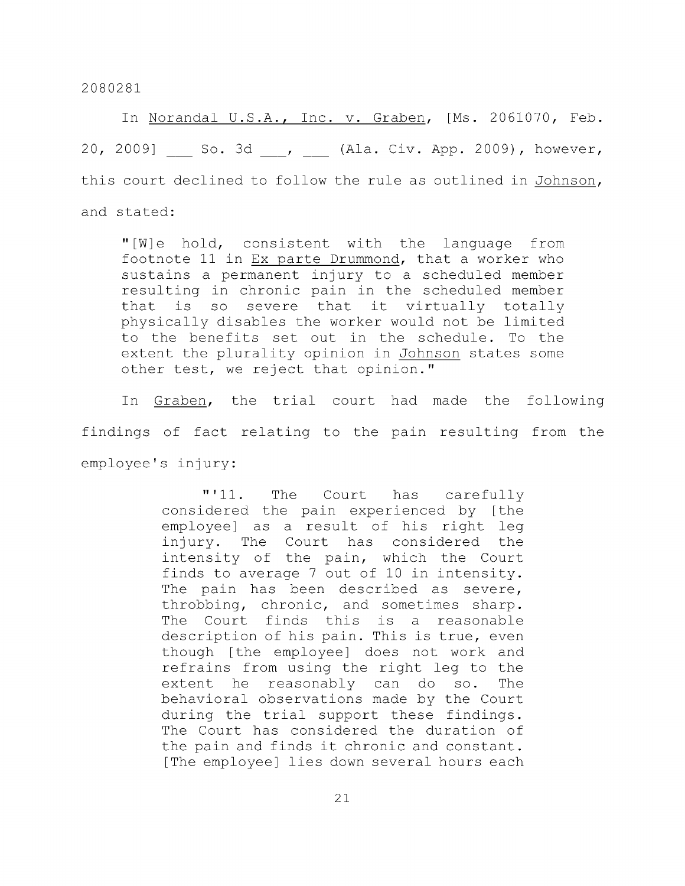In Norandal U.S.A., Inc. v. Graben, [Ms. 2061070, Feb. 20, 2009] ___ So. 3d ___, ___ (Ala. Civ. App. 2009), however, this court declined to follow the rule as outlined in Johnson, and stated:

> "[W]e hold, consistent with the language from footnote 11 in Ex parte Drummond, that a worker who sustains a permanent injury to a scheduled member resulting in chronic pain in the scheduled member that is so severe that it virtually totally physically disables the worker would not be limited to the benefits set out in the schedule. To the extent the plurality opinion in Johnson states some other test, we reject that opinion."

In Graben, the trial court had made the following findings of fact relating to the pain resulting from the employee's injury:

> > "'11. The Court has carefully considered the pain experienced by [the employee] as a result of his right leg injury. The Court has considered the intensity of the pain, which the Court finds to average 7 out of 10 in intensity. The pain has been described as severe, throbbing, chronic, and sometimes sharp. The Court finds this is a reasonable description of his pain. This is true, even though [the employee] does not work and refrains from using the right leg to the extent he reasonably can do so. The behavioral observations made by the Court during the trial support these findings. The Court has considered the duration of the pain and finds it chronic and constant. [The employee] lies down several hours each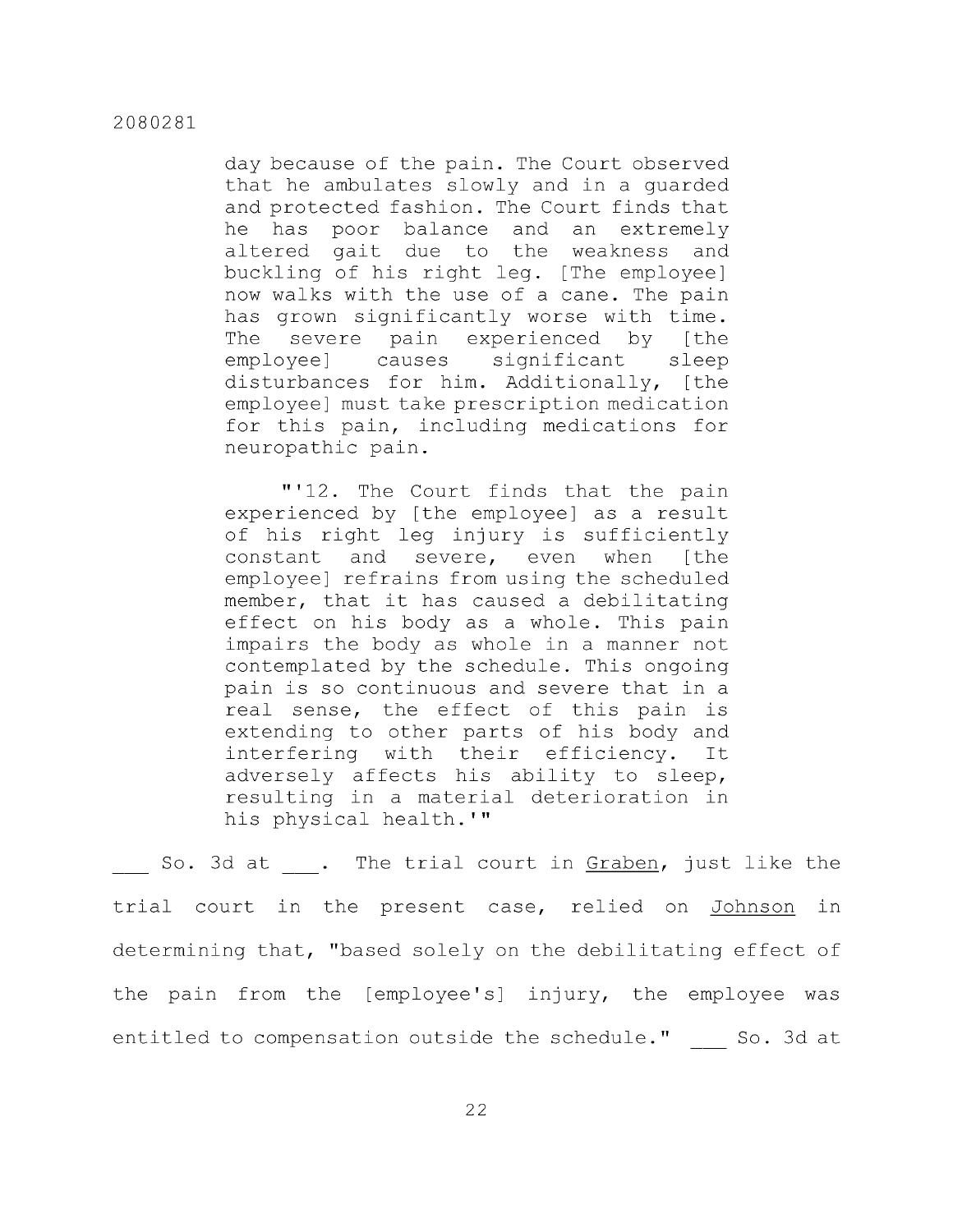> day because of the pain. The Court observed that he ambulates slowly and in a guarded and protected fashion. The Court finds that he has poor balance and an extremely altered gait due to the weakness and buckling of his right leg. [The employee] now walks with the use of a cane. The pain has grown significantly worse with time. The severe pain experienced by [the employee] causes significant sleep disturbances for him. Additionally, [the employee] must take prescription medication for this pain, including medications for neuropathic pain.
>
> "'12. The Court finds that the pain experienced by [the employee] as a result of his right leg injury is sufficiently constant and severe, even when [the employee] refrains from using the scheduled member, that it has caused a debilitating effect on his body as a whole. This pain impairs the body as whole in a manner not contemplated by the schedule. This ongoing pain is so continuous and severe that in a real sense, the effect of this pain is extending to other parts of his body and interfering with their efficiency. It adversely affects his ability to sleep, resulting in a material deterioration in his physical health.'"

___ So. 3d at ___. The trial court in Graben, just like the trial court in the present case, relied on Johnson in determining that, "based solely on the debilitating effect of the pain from the [employee's] injury, the employee was entitled to compensation outside the schedule." ___ So. 3d at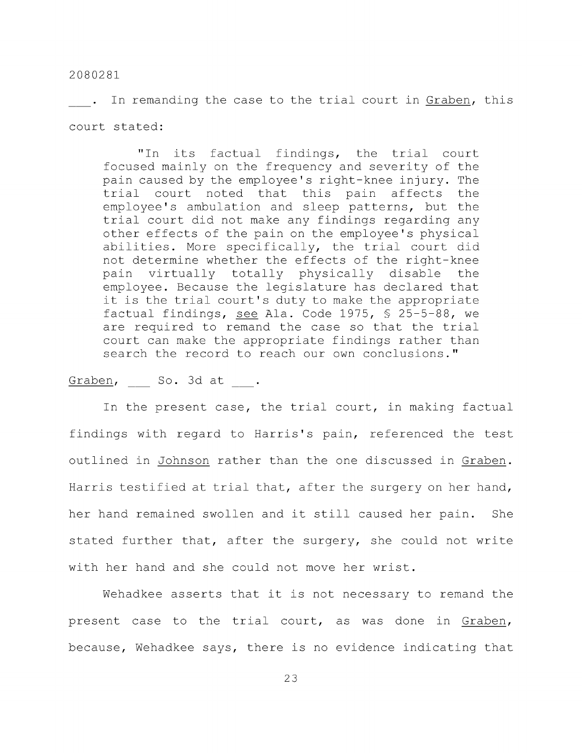\_\_\_. In remanding the case to the trial court in Graben, this court stated:

> "In its factual findings, the trial court focused mainly on the frequency and severity of the pain caused by the employee's right-knee injury. The trial court noted that this pain affects the employee's ambulation and sleep patterns, but the trial court did not make any findings regarding any other effects of the pain on the employee's physical abilities. More specifically, the trial court did not determine whether the effects of the right-knee pain virtually totally physically disable the employee. Because the legislature has declared that it is the trial court's duty to make the appropriate factual findings, see Ala. Code 1975, § 25-5-88, we are required to remand the case so that the trial court can make the appropriate findings rather than search the record to reach our own conclusions."

Graben, \_\_\_ So. 3d at \_\_\_.

In the present case, the trial court, in making factual findings with regard to Harris's pain, referenced the test outlined in Johnson rather than the one discussed in Graben. Harris testified at trial that, after the surgery on her hand, her hand remained swollen and it still caused her pain. She stated further that, after the surgery, she could not write with her hand and she could not move her wrist.

Wehadkee asserts that it is not necessary to remand the present case to the trial court, as was done in Graben, because, Wehadkee says, there is no evidence indicating that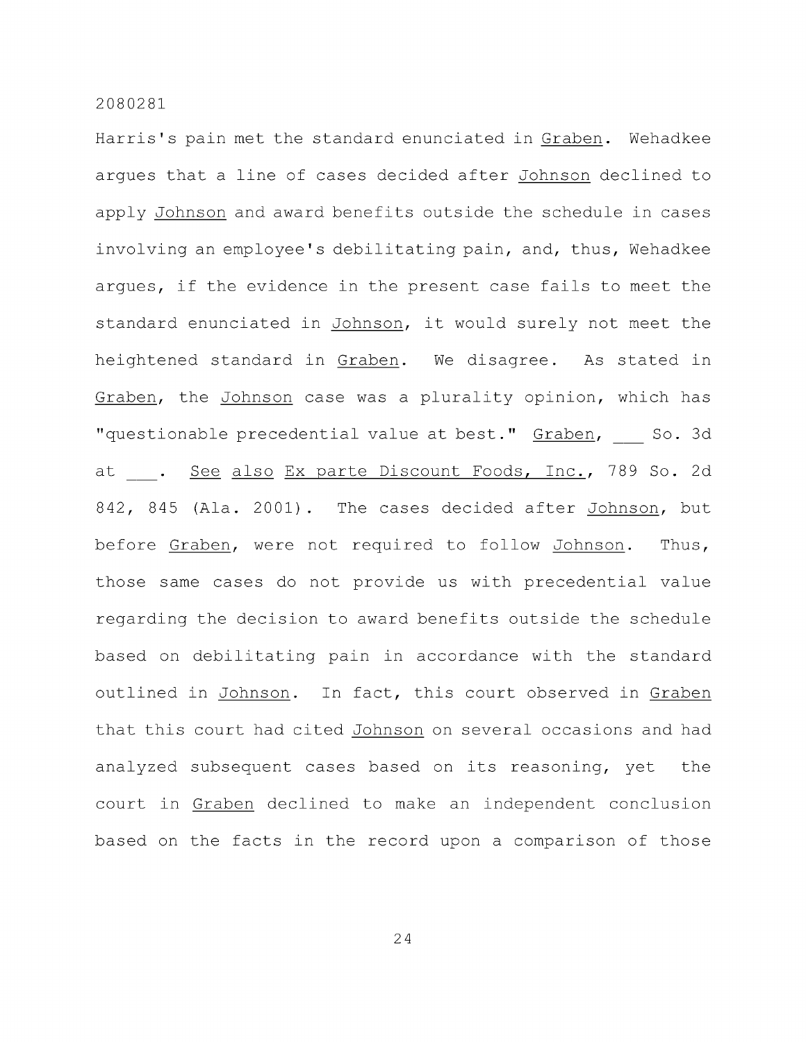Harris's pain met the standard enunciated in Graben. Wehadkee argues that a line of cases decided after Johnson declined to apply Johnson and award benefits outside the schedule in cases involving an employee's debilitating pain, and, thus, Wehadkee argues, if the evidence in the present case fails to meet the standard enunciated in Johnson, it would surely not meet the heightened standard in Graben. We disagree. As stated in Graben, the Johnson case was a plurality opinion, which has "questionable precedential value at best." Graben, ___ So. 3d at ___. See also Ex parte Discount Foods, Inc., 789 So. 2d 842, 845 (Ala. 2001). The cases decided after Johnson, but before Graben, were not required to follow Johnson. Thus, those same cases do not provide us with precedential value regarding the decision to award benefits outside the schedule based on debilitating pain in accordance with the standard outlined in Johnson. In fact, this court observed in Graben that this court had cited Johnson on several occasions and had analyzed subsequent cases based on its reasoning, yet the court in Graben declined to make an independent conclusion based on the facts in the record upon a comparison of those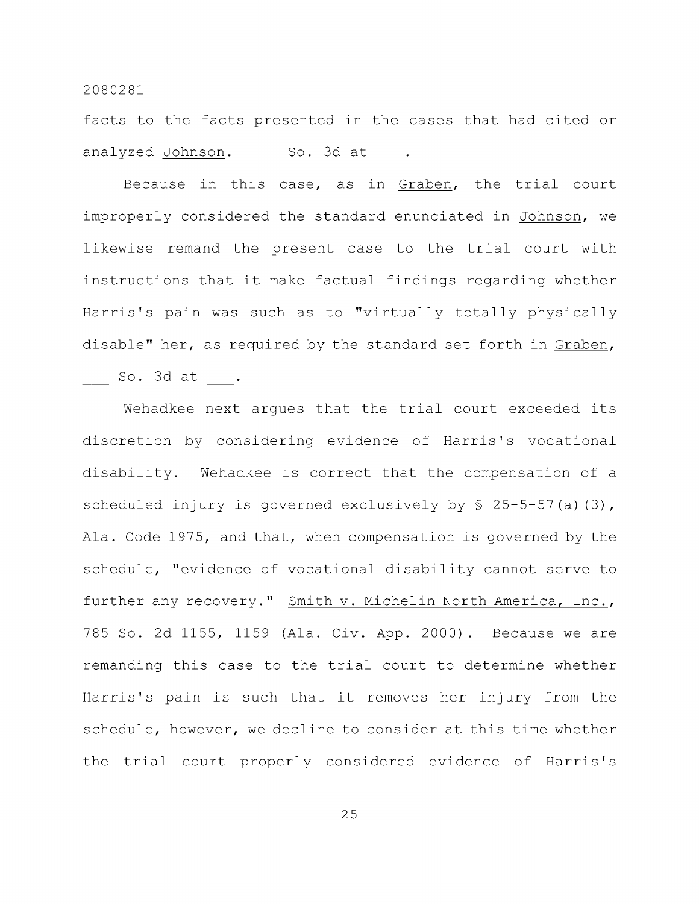facts to the facts presented in the cases that had cited or analyzed Johnson. ___ So. 3d at ___.

Because in this case, as in Graben, the trial court improperly considered the standard enunciated in Johnson, we likewise remand the present case to the trial court with instructions that it make factual findings regarding whether Harris's pain was such as to "virtually totally physically disable" her, as required by the standard set forth in Graben, ___ So. 3d at ___.

Wehadkee next argues that the trial court exceeded its discretion by considering evidence of Harris's vocational disability. Wehadkee is correct that the compensation of a scheduled injury is governed exclusively by § 25-5-57(a)(3), Ala. Code 1975, and that, when compensation is governed by the schedule, "evidence of vocational disability cannot serve to further any recovery." Smith v. Michelin North America, Inc., 785 So. 2d 1155, 1159 (Ala. Civ. App. 2000). Because we are remanding this case to the trial court to determine whether Harris's pain is such that it removes her injury from the schedule, however, we decline to consider at this time whether the trial court properly considered evidence of Harris's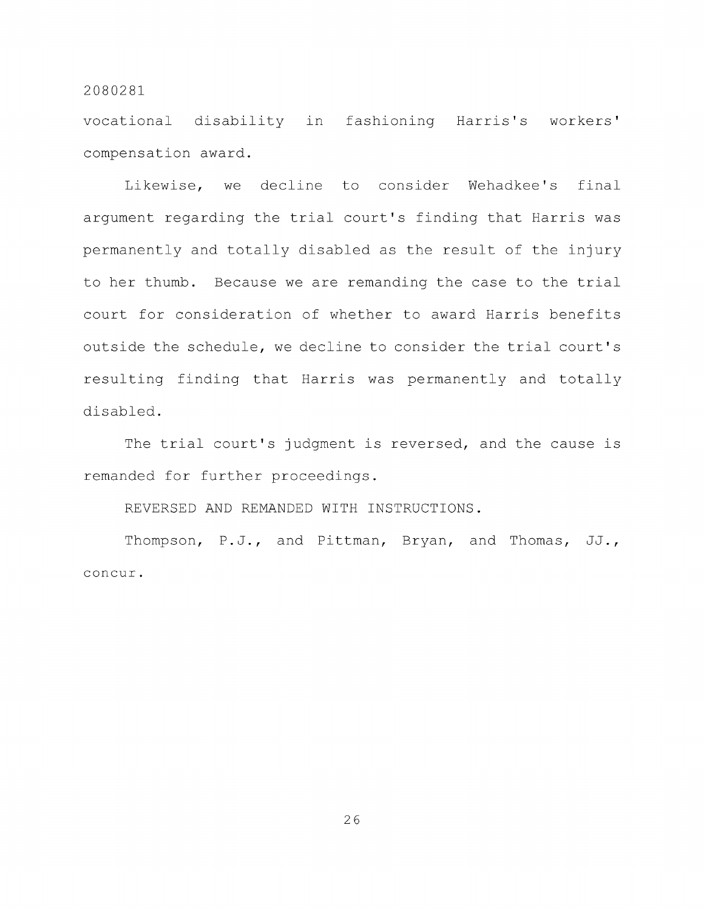vocational disability in fashioning Harris's workers' compensation award.

Likewise, we decline to consider Wehadkee's final argument regarding the trial court's finding that Harris was permanently and totally disabled as the result of the injury to her thumb. Because we are remanding the case to the trial court for consideration of whether to award Harris benefits outside the schedule, we decline to consider the trial court's resulting finding that Harris was permanently and totally disabled.

The trial court's judgment is reversed, and the cause is remanded for further proceedings.

REVERSED AND REMANDED WITH INSTRUCTIONS.

Thompson, P.J., and Pittman, Bryan, and Thomas, JJ., concur.